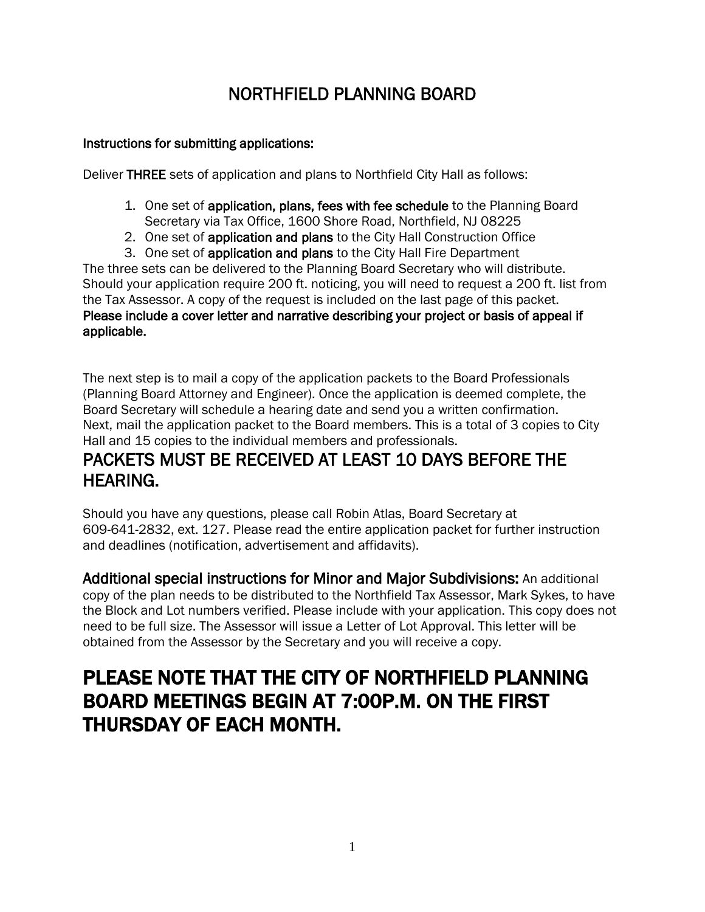# NORTHFIELD PLANNING BOARD

**Instructions for submitting applications:**

Deliver **THREE** sets of application and plans to Northfield City Hall as follows:

1. One set of **application, plans, fees with fee schedule** to the Planning Board Secretary via Tax Office, 1600 Shore Road, Northfield, NJ 08225
2. One set of **application and plans** to the City Hall Construction Office
3. One set of **application and plans** to the City Hall Fire Department

The three sets can be delivered to the Planning Board Secretary who will distribute. Should your application require 200 ft. noticing, you will need to request a 200 ft. list from the Tax Assessor. A copy of the request is included on the last page of this packet.
**Please include a cover letter and narrative describing your project or basis of appeal if applicable.**

The next step is to mail a copy of the application packets to the Board Professionals (Planning Board Attorney and Engineer). Once the application is deemed complete, the Board Secretary will schedule a hearing date and send you a written confirmation. Next, mail the application packet to the Board members. This is a total of 3 copies to City Hall and 15 copies to the individual members and professionals.

## PACKETS MUST BE RECEIVED AT LEAST 10 DAYS BEFORE THE HEARING.

Should you have any questions, please call Robin Atlas, Board Secretary at 609-641-2832, ext. 127. Please read the entire application packet for further instruction and deadlines (notification, advertisement and affidavits).

**Additional special instructions for Minor and Major Subdivisions:** An additional copy of the plan needs to be distributed to the Northfield Tax Assessor, Mark Sykes, to have the Block and Lot numbers verified. Please include with your application. This copy does not need to be full size. The Assessor will issue a Letter of Lot Approval. This letter will be obtained from the Assessor by the Secretary and you will receive a copy.

# PLEASE NOTE THAT THE CITY OF NORTHFIELD PLANNING BOARD MEETINGS BEGIN AT 7:00P.M. ON THE FIRST THURSDAY OF EACH MONTH.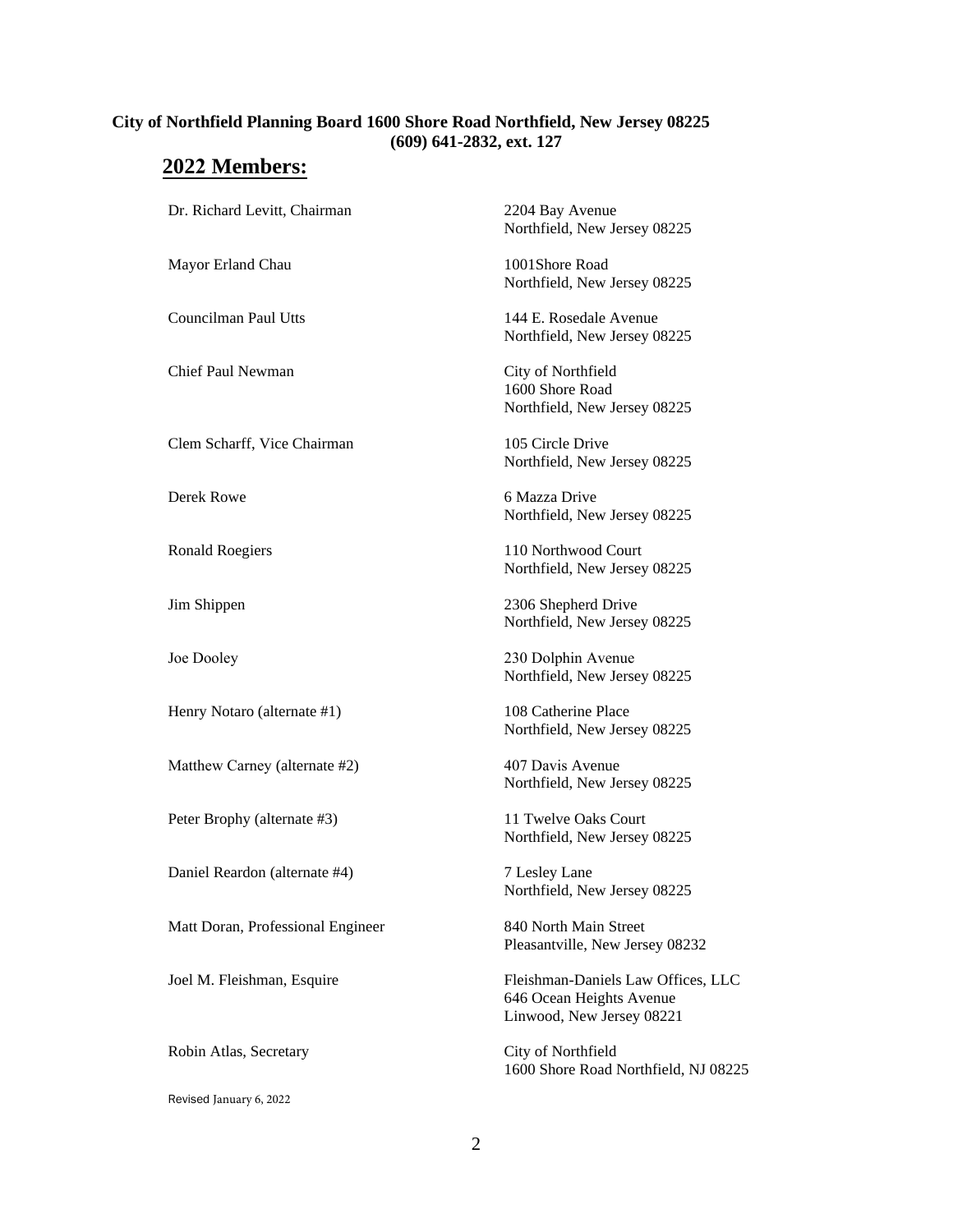**City of Northfield Planning Board 1600 Shore Road Northfield, New Jersey 08225**
**(609) 641-2832, ext. 127**

## 2022 Members:

| | |
|---|---|
| Dr. Richard Levitt, Chairman | 2204 Bay Avenue<br>Northfield, New Jersey 08225 |
| Mayor Erland Chau | 1001Shore Road<br>Northfield, New Jersey 08225 |
| Councilman Paul Utts | 144 E. Rosedale Avenue<br>Northfield, New Jersey 08225 |
| Chief Paul Newman | City of Northfield<br>1600 Shore Road<br>Northfield, New Jersey 08225 |
| Clem Scharff, Vice Chairman | 105 Circle Drive<br>Northfield, New Jersey 08225 |
| Derek Rowe | 6 Mazza Drive<br>Northfield, New Jersey 08225 |
| Ronald Roegiers | 110 Northwood Court<br>Northfield, New Jersey 08225 |
| Jim Shippen | 2306 Shepherd Drive<br>Northfield, New Jersey 08225 |
| Joe Dooley | 230 Dolphin Avenue<br>Northfield, New Jersey 08225 |
| Henry Notaro (alternate #1) | 108 Catherine Place<br>Northfield, New Jersey 08225 |
| Matthew Carney (alternate #2) | 407 Davis Avenue<br>Northfield, New Jersey 08225 |
| Peter Brophy (alternate #3) | 11 Twelve Oaks Court<br>Northfield, New Jersey 08225 |
| Daniel Reardon (alternate #4) | 7 Lesley Lane<br>Northfield, New Jersey 08225 |
| Matt Doran, Professional Engineer | 840 North Main Street<br>Pleasantville, New Jersey 08232 |
| Joel M. Fleishman, Esquire | Fleishman-Daniels Law Offices, LLC<br>646 Ocean Heights Avenue<br>Linwood, New Jersey 08221 |
| Robin Atlas, Secretary | City of Northfield<br>1600 Shore Road Northfield, NJ 08225 |

Revised January 6, 2022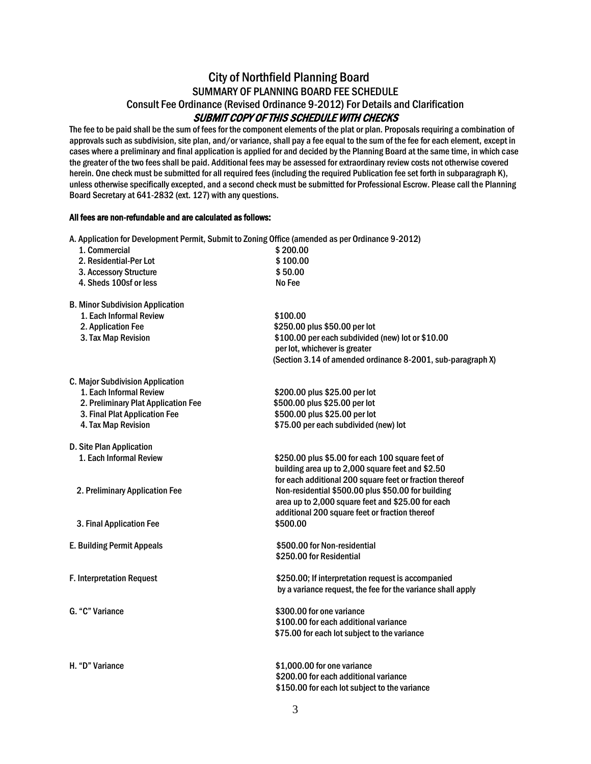# City of Northfield Planning Board

## SUMMARY OF PLANNING BOARD FEE SCHEDULE

### Consult Fee Ordinance (Revised Ordinance 9-2012) For Details and Clarification

***SUBMIT COPY OF THIS SCHEDULE WITH CHECKS***

The fee to be paid shall be the sum of fees for the component elements of the plat or plan. Proposals requiring a combination of approvals such as subdivision, site plan, and/or variance, shall pay a fee equal to the sum of the fee for each element, except in cases where a preliminary and final application is applied for and decided by the Planning Board at the same time, in which case the greater of the two fees shall be paid. Additional fees may be assessed for extraordinary review costs not otherwise covered herein. One check must be submitted for all required fees (including the required Publication fee set forth in subparagraph K), unless otherwise specifically excepted, and a second check must be submitted for Professional Escrow. Please call the Planning Board Secretary at 641-2832 (ext. 127) with any questions.

**All fees are non-refundable and are calculated as follows:**

A. Application for Development Permit, Submit to Zoning Office (amended as per Ordinance 9-2012)

| | |
|---|---|
| 1. Commercial | $ 200.00 |
| 2. Residential-Per Lot | $ 100.00 |
| 3. Accessory Structure | $ 50.00 |
| 4. Sheds 100sf or less | No Fee |

B. Minor Subdivision Application

| | |
|---|---|
| 1. Each Informal Review | $100.00 |
| 2. Application Fee | $250.00 plus $50.00 per lot |
| 3. Tax Map Revision | $100.00 per each subdivided (new) lot or $10.00 per lot, whichever is greater (Section 3.14 of amended ordinance 8-2001, sub-paragraph X) |

C. Major Subdivision Application

| | |
|---|---|
| 1. Each Informal Review | $200.00 plus $25.00 per lot |
| 2. Preliminary Plat Application Fee | $500.00 plus $25.00 per lot |
| 3. Final Plat Application Fee | $500.00 plus $25.00 per lot |
| 4. Tax Map Revision | $75.00 per each subdivided (new) lot |

D. Site Plan Application

| | |
|---|---|
| 1. Each Informal Review | $250.00 plus $5.00 for each 100 square feet of building area up to 2,000 square feet and $2.50 for each additional 200 square feet or fraction thereof |
| 2. Preliminary Application Fee | Non-residential $500.00 plus $50.00 for building area up to 2,000 square feet and $25.00 for each additional 200 square feet or fraction thereof |
| 3. Final Application Fee | $500.00 |

| | |
|---|---|
| E. Building Permit Appeals | $500.00 for Non-residential<br>$250.00 for Residential |
| F. Interpretation Request | $250.00; If interpretation request is accompanied by a variance request, the fee for the variance shall apply |
| G. "C" Variance | $300.00 for one variance<br>$100.00 for each additional variance<br>$75.00 for each lot subject to the variance |
| H. "D" Variance | $1,000.00 for one variance<br>$200.00 for each additional variance<br>$150.00 for each lot subject to the variance |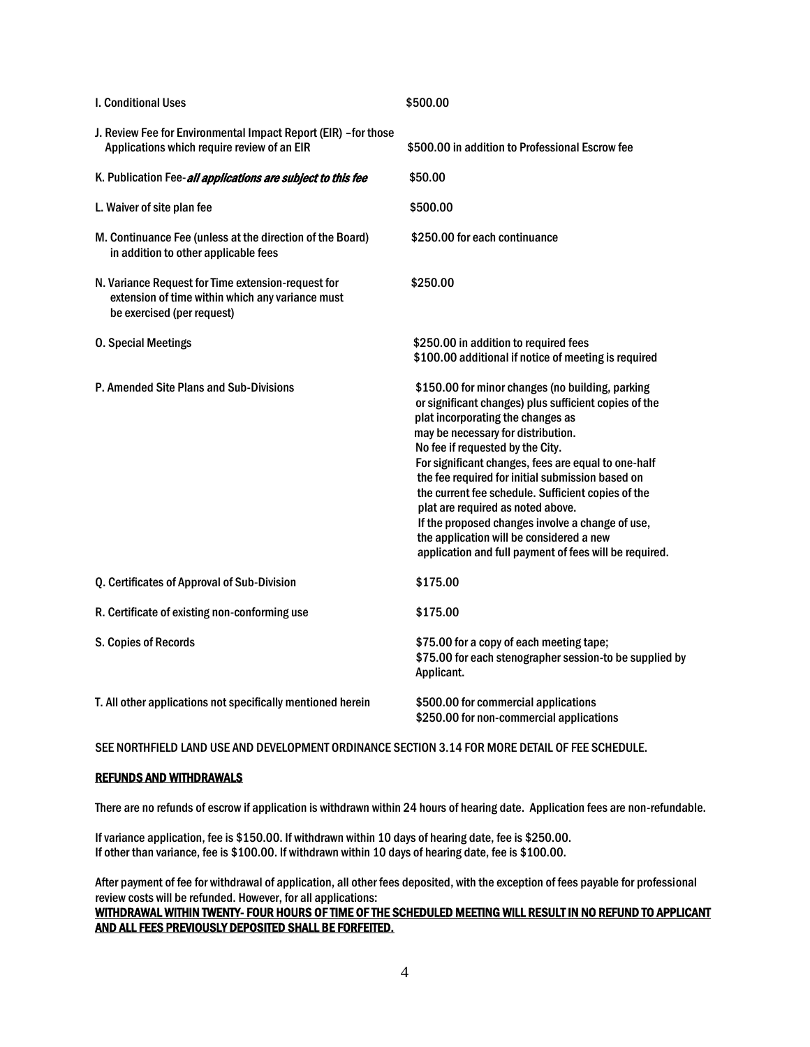| | |
|---|---|
| I. Conditional Uses | $500.00 |
| J. Review Fee for Environmental Impact Report (EIR) –for those Applications which require review of an EIR | $500.00 in addition to Professional Escrow fee |
| K. Publication Fee-*all applications are subject to this fee* | $50.00 |
| L. Waiver of site plan fee | $500.00 |
| M. Continuance Fee (unless at the direction of the Board) in addition to other applicable fees | $250.00 for each continuance |
| N. Variance Request for Time extension-request for extension of time within which any variance must be exercised (per request) | $250.00 |
| O. Special Meetings | $250.00 in addition to required fees<br>$100.00 additional if notice of meeting is required |
| P. Amended Site Plans and Sub-Divisions | $150.00 for minor changes (no building, parking or significant changes) plus sufficient copies of the plat incorporating the changes as may be necessary for distribution. No fee if requested by the City. For significant changes, fees are equal to one-half the fee required for initial submission based on the current fee schedule. Sufficient copies of the plat are required as noted above. If the proposed changes involve a change of use, the application will be considered a new application and full payment of fees will be required. |
| Q. Certificates of Approval of Sub-Division | $175.00 |
| R. Certificate of existing non-conforming use | $175.00 |
| S. Copies of Records | $75.00 for a copy of each meeting tape;<br>$75.00 for each stenographer session-to be supplied by Applicant. |
| T. All other applications not specifically mentioned herein | $500.00 for commercial applications<br>$250.00 for non-commercial applications |

SEE NORTHFIELD LAND USE AND DEVELOPMENT ORDINANCE SECTION 3.14 FOR MORE DETAIL OF FEE SCHEDULE.

**REFUNDS AND WITHDRAWALS**

There are no refunds of escrow if application is withdrawn within 24 hours of hearing date. Application fees are non-refundable.

If variance application, fee is $150.00. If withdrawn within 10 days of hearing date, fee is $250.00.
If other than variance, fee is $100.00. If withdrawn within 10 days of hearing date, fee is $100.00.

After payment of fee for withdrawal of application, all other fees deposited, with the exception of fees payable for professional review costs will be refunded. However, for all applications:
**WITHDRAWAL WITHIN TWENTY- FOUR HOURS OF TIME OF THE SCHEDULED MEETING WILL RESULT IN NO REFUND TO APPLICANT AND ALL FEES PREVIOUSLY DEPOSITED SHALL BE FORFEITED.**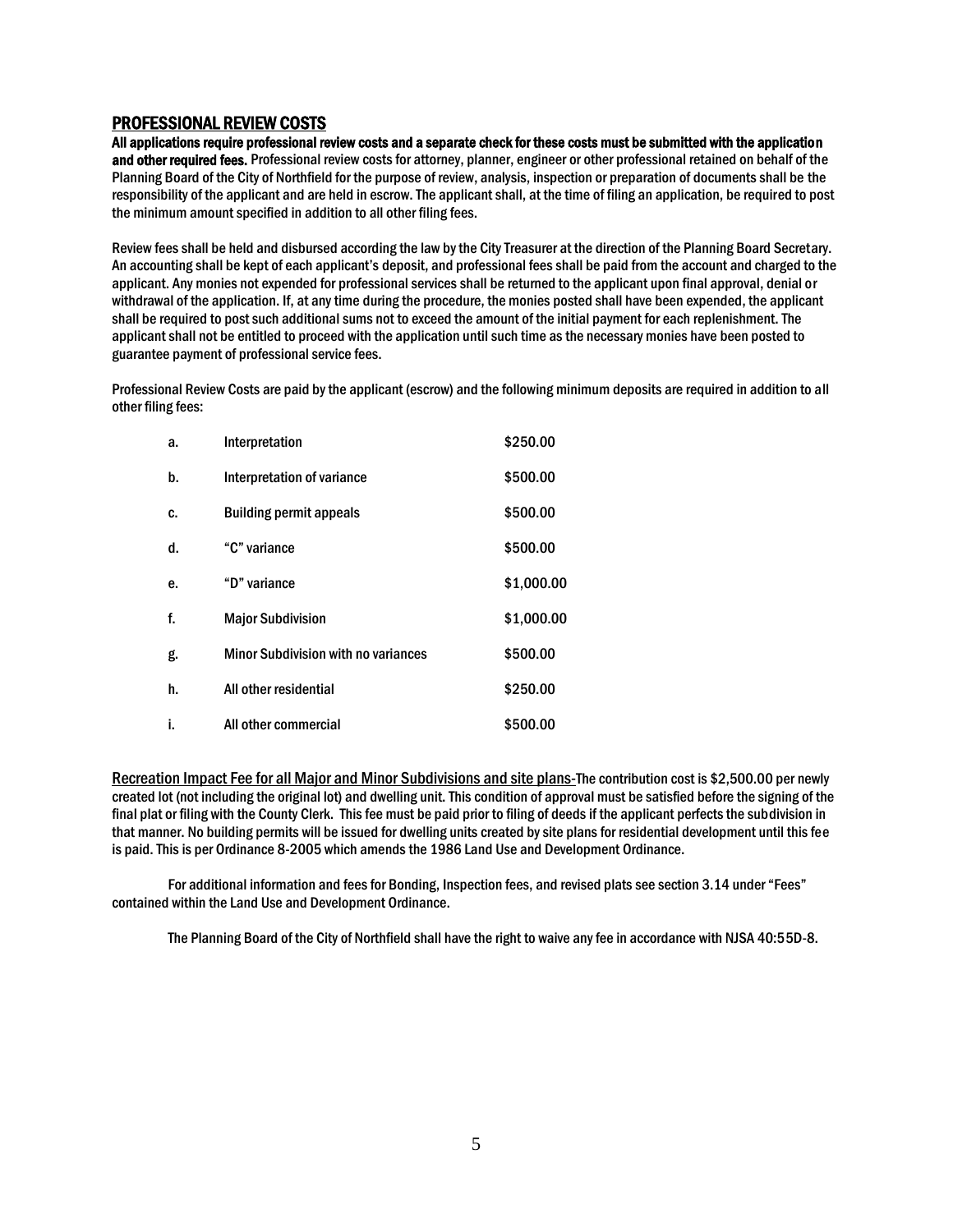## PROFESSIONAL REVIEW COSTS

**All applications require professional review costs and a separate check for these costs must be submitted with the application and other required fees.** Professional review costs for attorney, planner, engineer or other professional retained on behalf of the Planning Board of the City of Northfield for the purpose of review, analysis, inspection or preparation of documents shall be the responsibility of the applicant and are held in escrow. The applicant shall, at the time of filing an application, be required to post the minimum amount specified in addition to all other filing fees.

Review fees shall be held and disbursed according the law by the City Treasurer at the direction of the Planning Board Secretary. An accounting shall be kept of each applicant's deposit, and professional fees shall be paid from the account and charged to the applicant. Any monies not expended for professional services shall be returned to the applicant upon final approval, denial or withdrawal of the application. If, at any time during the procedure, the monies posted shall have been expended, the applicant shall be required to post such additional sums not to exceed the amount of the initial payment for each replenishment. The applicant shall not be entitled to proceed with the application until such time as the necessary monies have been posted to guarantee payment of professional service fees.

Professional Review Costs are paid by the applicant (escrow) and the following minimum deposits are required in addition to all other filing fees:

| | | |
|---|---|---|
| a. | Interpretation | $250.00 |
| b. | Interpretation of variance | $500.00 |
| c. | Building permit appeals | $500.00 |
| d. | "C" variance | $500.00 |
| e. | "D" variance | $1,000.00 |
| f. | Major Subdivision | $1,000.00 |
| g. | Minor Subdivision with no variances | $500.00 |
| h. | All other residential | $250.00 |
| i. | All other commercial | $500.00 |

<u>Recreation Impact Fee for all Major and Minor Subdivisions and site plans</u>-The contribution cost is $2,500.00 per newly created lot (not including the original lot) and dwelling unit. This condition of approval must be satisfied before the signing of the final plat or filing with the County Clerk. This fee must be paid prior to filing of deeds if the applicant perfects the subdivision in that manner. No building permits will be issued for dwelling units created by site plans for residential development until this fee is paid. This is per Ordinance 8-2005 which amends the 1986 Land Use and Development Ordinance.

For additional information and fees for Bonding, Inspection fees, and revised plats see section 3.14 under "Fees" contained within the Land Use and Development Ordinance.

The Planning Board of the City of Northfield shall have the right to waive any fee in accordance with NJSA 40:55D-8.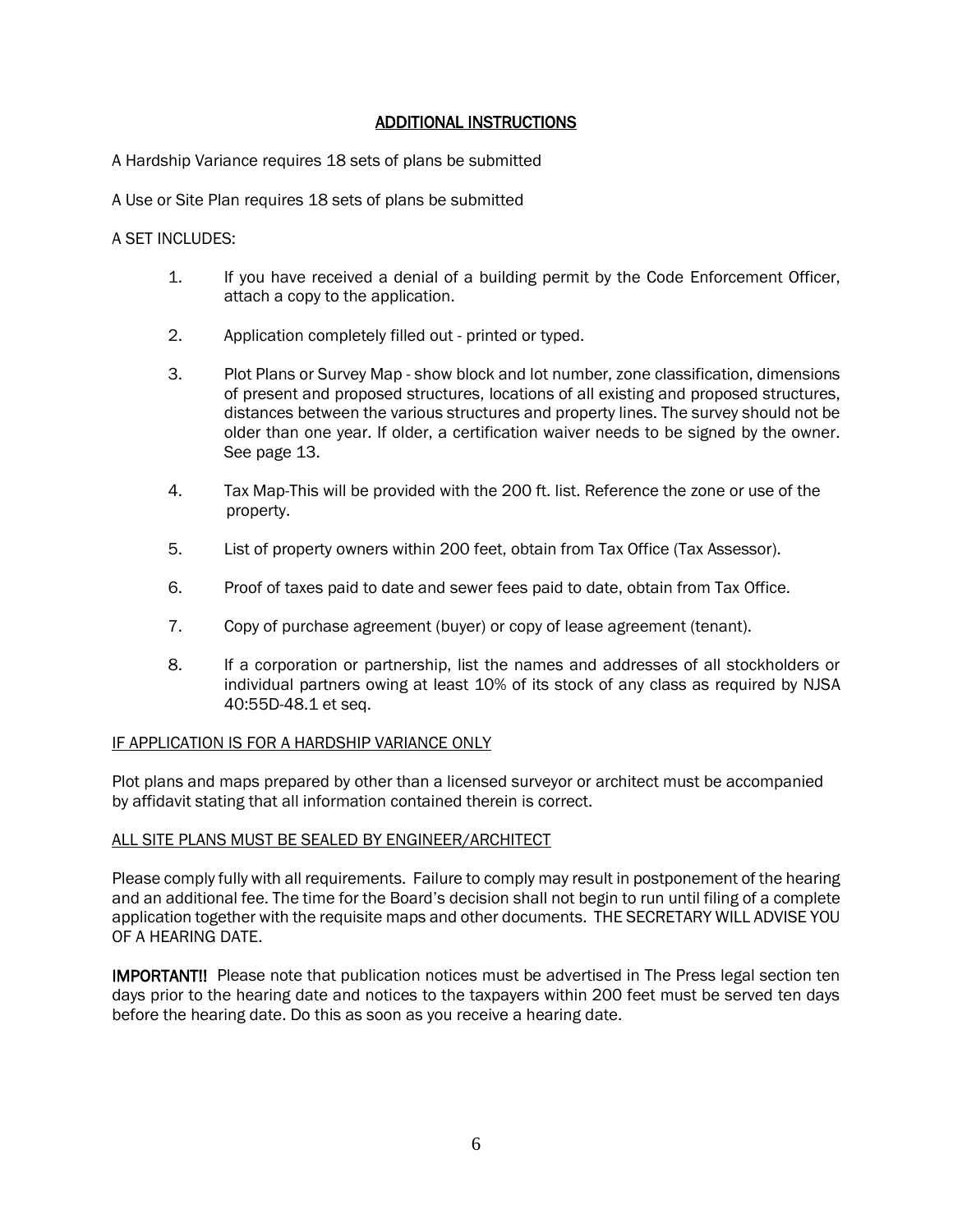## ADDITIONAL INSTRUCTIONS

A Hardship Variance requires 18 sets of plans be submitted

A Use or Site Plan requires 18 sets of plans be submitted

A SET INCLUDES:

1. If you have received a denial of a building permit by the Code Enforcement Officer, attach a copy to the application.

2. Application completely filled out - printed or typed.

3. Plot Plans or Survey Map - show block and lot number, zone classification, dimensions of present and proposed structures, locations of all existing and proposed structures, distances between the various structures and property lines. The survey should not be older than one year. If older, a certification waiver needs to be signed by the owner. See page 13.

4. Tax Map-This will be provided with the 200 ft. list. Reference the zone or use of the property.

5. List of property owners within 200 feet, obtain from Tax Office (Tax Assessor).

6. Proof of taxes paid to date and sewer fees paid to date, obtain from Tax Office.

7. Copy of purchase agreement (buyer) or copy of lease agreement (tenant).

8. If a corporation or partnership, list the names and addresses of all stockholders or individual partners owing at least 10% of its stock of any class as required by NJSA 40:55D-48.1 et seq.

IF APPLICATION IS FOR A HARDSHIP VARIANCE ONLY

Plot plans and maps prepared by other than a licensed surveyor or architect must be accompanied by affidavit stating that all information contained therein is correct.

ALL SITE PLANS MUST BE SEALED BY ENGINEER/ARCHITECT

Please comply fully with all requirements. Failure to comply may result in postponement of the hearing and an additional fee. The time for the Board's decision shall not begin to run until filing of a complete application together with the requisite maps and other documents. THE SECRETARY WILL ADVISE YOU OF A HEARING DATE.

**IMPORTANT!!** Please note that publication notices must be advertised in The Press legal section ten days prior to the hearing date and notices to the taxpayers within 200 feet must be served ten days before the hearing date. Do this as soon as you receive a hearing date.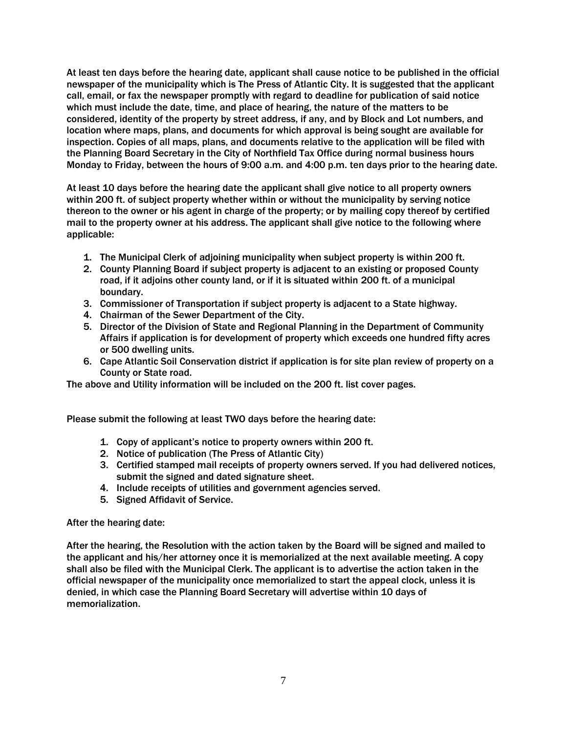At least ten days before the hearing date, applicant shall cause notice to be published in the official newspaper of the municipality which is The Press of Atlantic City. It is suggested that the applicant call, email, or fax the newspaper promptly with regard to deadline for publication of said notice which must include the date, time, and place of hearing, the nature of the matters to be considered, identity of the property by street address, if any, and by Block and Lot numbers, and location where maps, plans, and documents for which approval is being sought are available for inspection. Copies of all maps, plans, and documents relative to the application will be filed with the Planning Board Secretary in the City of Northfield Tax Office during normal business hours Monday to Friday, between the hours of 9:00 a.m. and 4:00 p.m. ten days prior to the hearing date.

At least 10 days before the hearing date the applicant shall give notice to all property owners within 200 ft. of subject property whether within or without the municipality by serving notice thereon to the owner or his agent in charge of the property; or by mailing copy thereof by certified mail to the property owner at his address. The applicant shall give notice to the following where applicable:

1. The Municipal Clerk of adjoining municipality when subject property is within 200 ft.
2. County Planning Board if subject property is adjacent to an existing or proposed County road, if it adjoins other county land, or if it is situated within 200 ft. of a municipal boundary.
3. Commissioner of Transportation if subject property is adjacent to a State highway.
4. Chairman of the Sewer Department of the City.
5. Director of the Division of State and Regional Planning in the Department of Community Affairs if application is for development of property which exceeds one hundred fifty acres or 500 dwelling units.
6. Cape Atlantic Soil Conservation district if application is for site plan review of property on a County or State road.

The above and Utility information will be included on the 200 ft. list cover pages.

Please submit the following at least TWO days before the hearing date:

1. Copy of applicant's notice to property owners within 200 ft.
2. Notice of publication (The Press of Atlantic City)
3. Certified stamped mail receipts of property owners served. If you had delivered notices, submit the signed and dated signature sheet.
4. Include receipts of utilities and government agencies served.
5. Signed Affidavit of Service.

After the hearing date:

After the hearing, the Resolution with the action taken by the Board will be signed and mailed to the applicant and his/her attorney once it is memorialized at the next available meeting. A copy shall also be filed with the Municipal Clerk. The applicant is to advertise the action taken in the official newspaper of the municipality once memorialized to start the appeal clock, unless it is denied, in which case the Planning Board Secretary will advertise within 10 days of memorialization.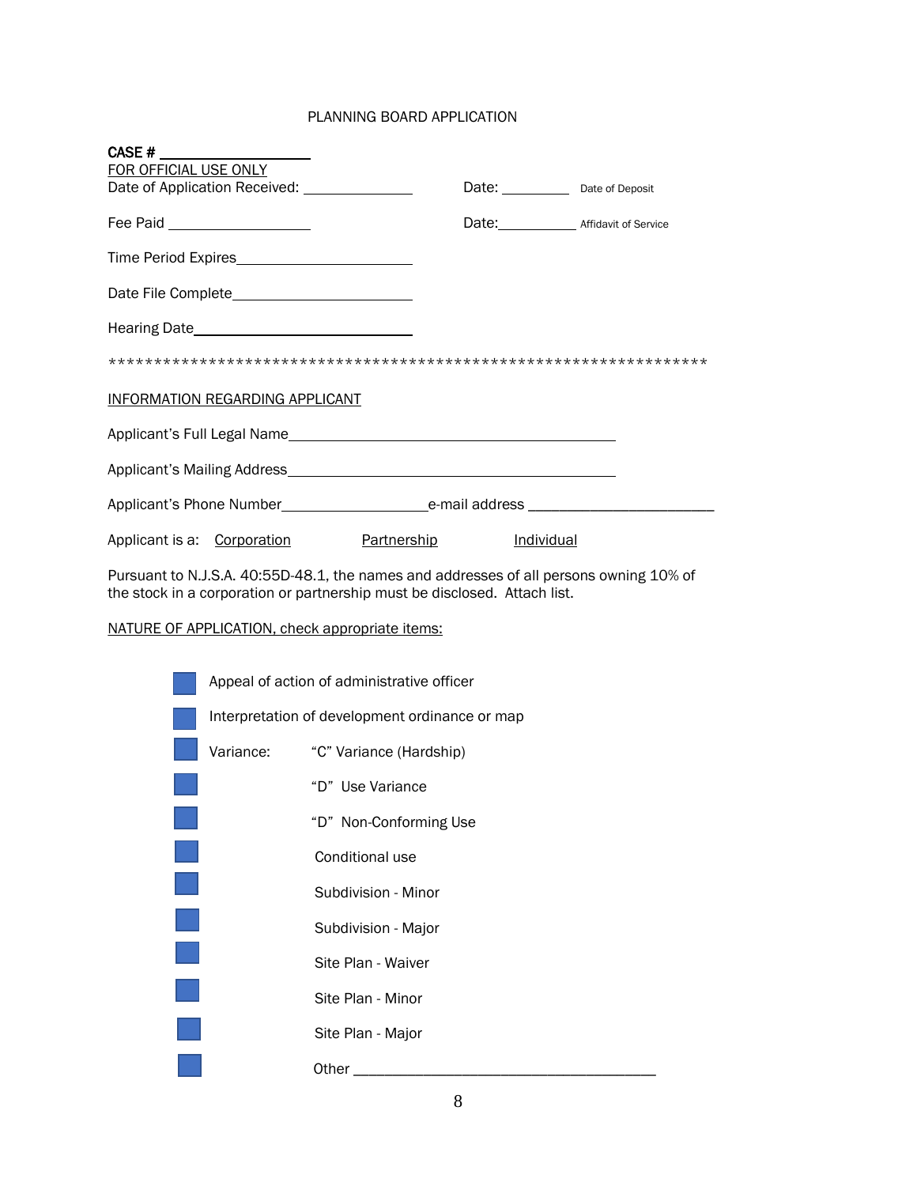# PLANNING BOARD APPLICATION

**CASE #** ____________________

FOR OFFICIAL USE ONLY

Date of Application Received: ______________ Date: _________ Date of Deposit

Fee Paid __________________ Date: __________ Affidavit of Service

Time Period Expires______________________

Date File Complete______________________

Hearing Date___________________________

*********************************************************************

## INFORMATION REGARDING APPLICANT

Applicant's Full Legal Name_________________________________________

Applicant's Mailing Address_________________________________________

Applicant's Phone Number__________________e-mail address ______________________

Applicant is a: Corporation Partnership Individual

Pursuant to N.J.S.A. 40:55D-48.1, the names and addresses of all persons owning 10% of the stock in a corporation or partnership must be disclosed. Attach list.

## NATURE OF APPLICATION, check appropriate items:

- ☐ Appeal of action of administrative officer
- ☐ Interpretation of development ordinance or map
- ☐ Variance: "C" Variance (Hardship)
- ☐ "D" Use Variance
- ☐ "D" Non-Conforming Use
- ☐ Conditional use
- ☐ Subdivision - Minor
- ☐ Subdivision - Major
- ☐ Site Plan - Waiver
- ☐ Site Plan - Minor
- ☐ Site Plan - Major
- ☐ Other _____________________________________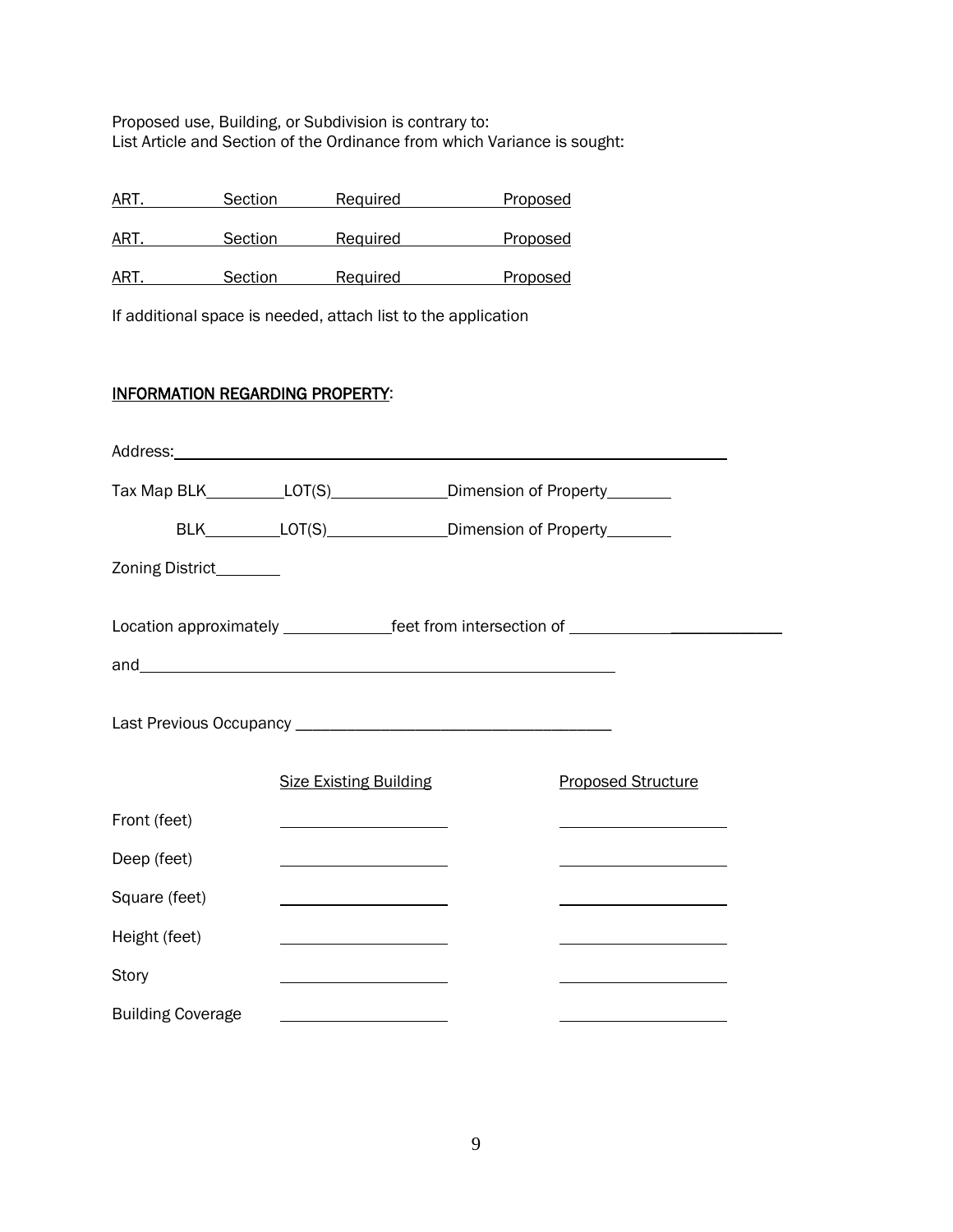Proposed use, Building, or Subdivision is contrary to:
List Article and Section of the Ordinance from which Variance is sought:

ART.\_\_\_\_\_\_\_\_ Section\_\_\_\_\_\_ Required\_\_\_\_\_\_\_\_\_\_ Proposed

ART.\_\_\_\_\_\_\_\_ Section\_\_\_\_\_\_ Required\_\_\_\_\_\_\_\_\_\_ Proposed

ART.\_\_\_\_\_\_\_\_ Section\_\_\_\_\_\_ Required\_\_\_\_\_\_\_\_\_\_ Proposed

If additional space is needed, attach list to the application

## INFORMATION REGARDING PROPERTY:

Address:\_\_\_\_\_\_\_\_\_\_\_\_\_\_\_\_\_\_\_\_\_\_\_\_\_\_\_\_\_\_\_\_\_\_\_\_\_\_\_\_\_\_\_\_\_\_\_\_\_\_\_\_\_\_\_\_\_\_

Tax Map BLK\_\_\_\_\_\_\_\_\_LOT(S)\_\_\_\_\_\_\_\_\_\_\_\_\_\_Dimension of Property\_\_\_\_\_\_\_

BLK\_\_\_\_\_\_\_\_\_LOT(S)\_\_\_\_\_\_\_\_\_\_\_\_\_\_Dimension of Property\_\_\_\_\_\_\_

Zoning District\_\_\_\_\_\_\_

Location approximately \_\_\_\_\_\_\_\_\_\_\_\_feet from intersection of \_\_\_\_\_\_\_\_\_\_\_\_\_\_\_\_\_\_\_\_\_\_\_\_

and\_\_\_\_\_\_\_\_\_\_\_\_\_\_\_\_\_\_\_\_\_\_\_\_\_\_\_\_\_\_\_\_\_\_\_\_\_\_\_\_\_\_\_\_\_\_\_\_\_\_\_\_\_

Last Previous Occupancy \_\_\_\_\_\_\_\_\_\_\_\_\_\_\_\_\_\_\_\_\_\_\_\_\_\_\_\_\_\_\_\_\_\_\_\_\_\_

| | Size Existing Building | Proposed Structure |
|---|---|---|
| Front (feet) | | |
| Deep (feet) | | |
| Square (feet) | | |
| Height (feet) | | |
| Story | | |
| Building Coverage | | |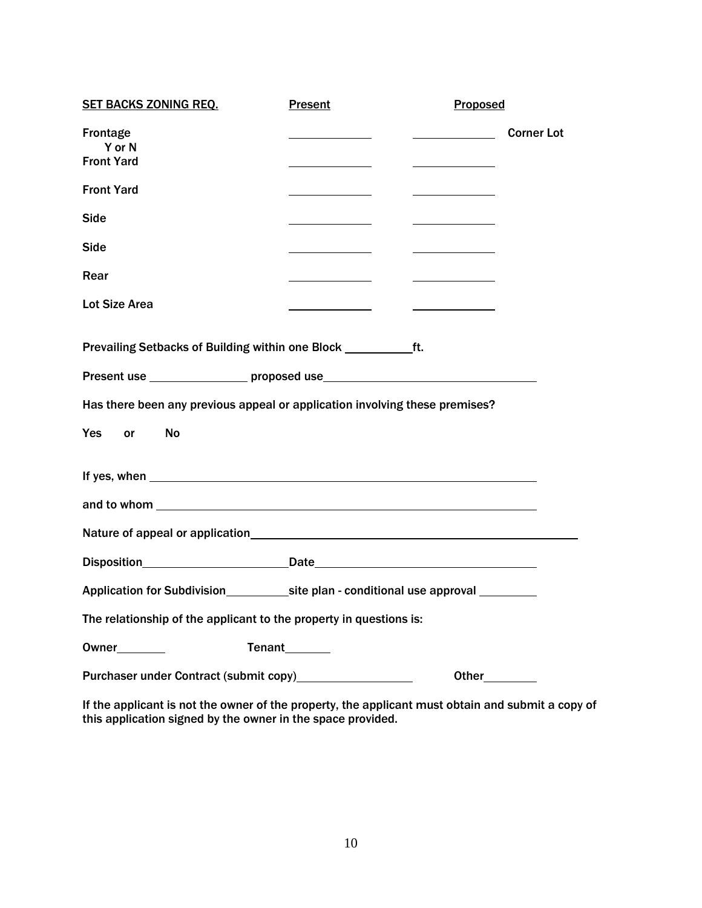| SET BACKS ZONING REQ. | Present | Proposed | |
|---|---|---|---|
| Frontage | ____________ | ____________ | Corner Lot Y or N |
| Front Yard | ____________ | ____________ | |
| Front Yard | ____________ | ____________ | |
| Side | ____________ | ____________ | |
| Side | ____________ | ____________ | |
| Rear | ____________ | ____________ | |
| Lot Size Area | ____________ | ____________ | |

Prevailing Setbacks of Building within one Block __________ft.

Present use _______________ proposed use ________________________________

Has there been any previous appeal or application involving these premises?

Yes or No

If yes, when ____________________________________________________________

and to whom ____________________________________________________________

Nature of appeal or application __________________________________________________

Disposition ______________________ Date __________________________________

Application for Subdivision __________ site plan - conditional use approval _________

The relationship of the applicant to the property in questions is:

Owner________ Tenant_______

Purchaser under Contract (submit copy)__________________ Other________

If the applicant is not the owner of the property, the applicant must obtain and submit a copy of this application signed by the owner in the space provided.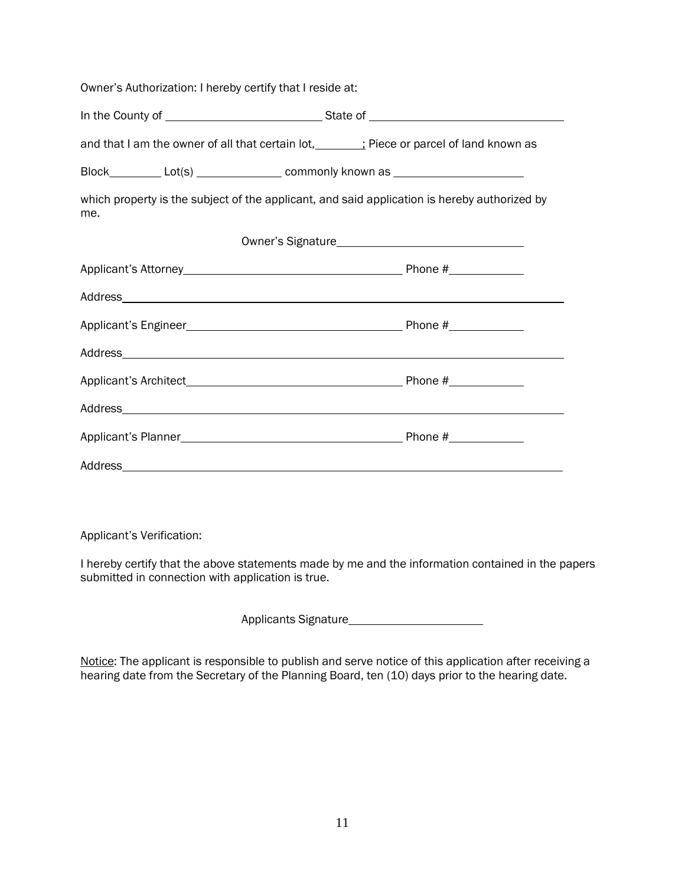Owner's Authorization: I hereby certify that I reside at:

In the County of ________________________ State of ____________________________

and that I am the owner of all that certain lot,________; Piece or parcel of land known as

Block________ Lot(s) _____________ commonly known as ____________________

which property is the subject of the applicant, and said application is hereby authorized by me.

Owner's Signature____________________________

Applicant's Attorney_________________________________ Phone #___________

Address________________________________________________________________

Applicant's Engineer_________________________________ Phone #___________

Address________________________________________________________________

Applicant's Architect_________________________________ Phone #___________

Address________________________________________________________________

Applicant's Planner_________________________________ Phone #___________

Address________________________________________________________________

Applicant's Verification:

I hereby certify that the above statements made by me and the information contained in the papers submitted in connection with application is true.

Applicants Signature_____________________

Notice: The applicant is responsible to publish and serve notice of this application after receiving a hearing date from the Secretary of the Planning Board, ten (10) days prior to the hearing date.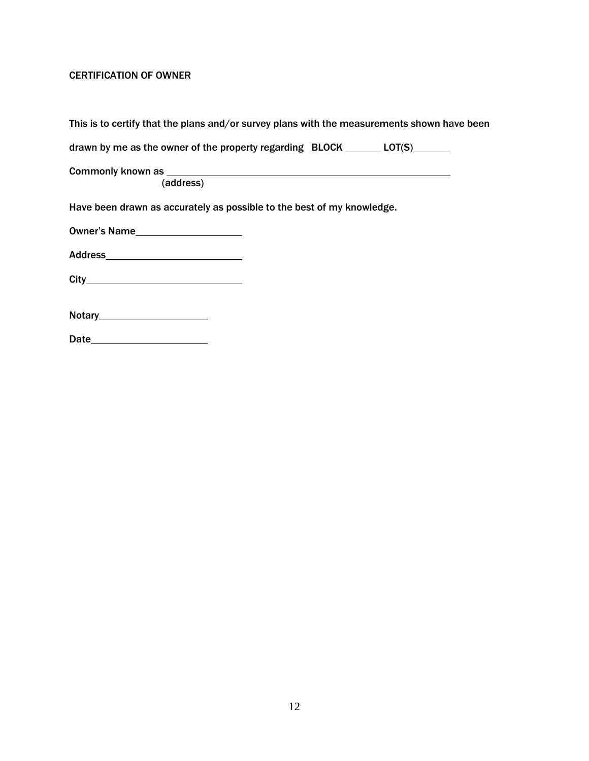## CERTIFICATION OF OWNER

This is to certify that the plans and/or survey plans with the measurements shown have been drawn by me as the owner of the property regarding BLOCK _______ LOT(S)_______

Commonly known as ________________________________________________________
(address)

Have been drawn as accurately as possible to the best of my knowledge.

Owner's Name____________________

Address_________________________

City____________________________

Notary____________________

Date______________________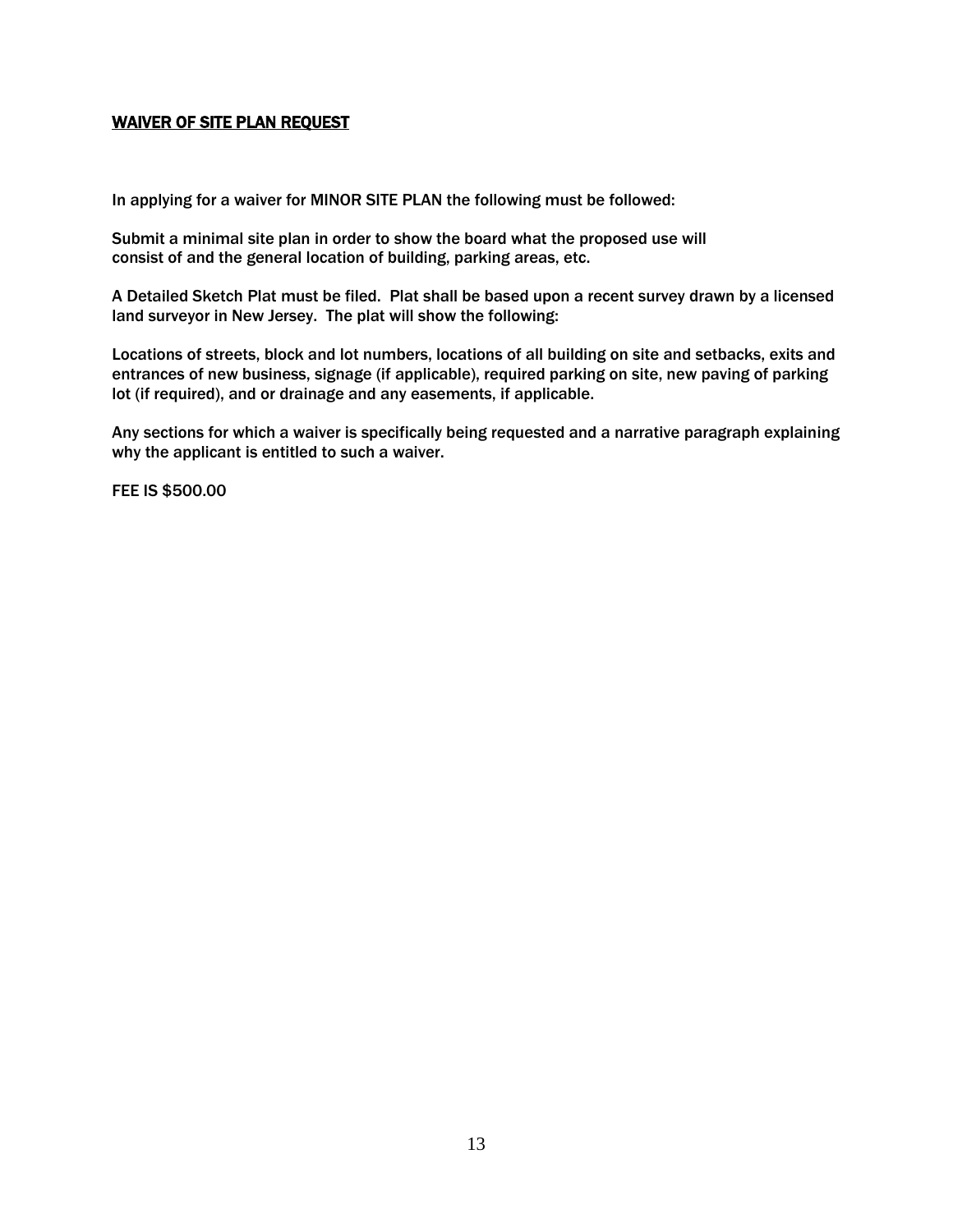## WAIVER OF SITE PLAN REQUEST

In applying for a waiver for MINOR SITE PLAN the following must be followed:

Submit a minimal site plan in order to show the board what the proposed use will consist of and the general location of building, parking areas, etc.

A Detailed Sketch Plat must be filed. Plat shall be based upon a recent survey drawn by a licensed land surveyor in New Jersey. The plat will show the following:

Locations of streets, block and lot numbers, locations of all building on site and setbacks, exits and entrances of new business, signage (if applicable), required parking on site, new paving of parking lot (if required), and or drainage and any easements, if applicable.

Any sections for which a waiver is specifically being requested and a narrative paragraph explaining why the applicant is entitled to such a waiver.

FEE IS $500.00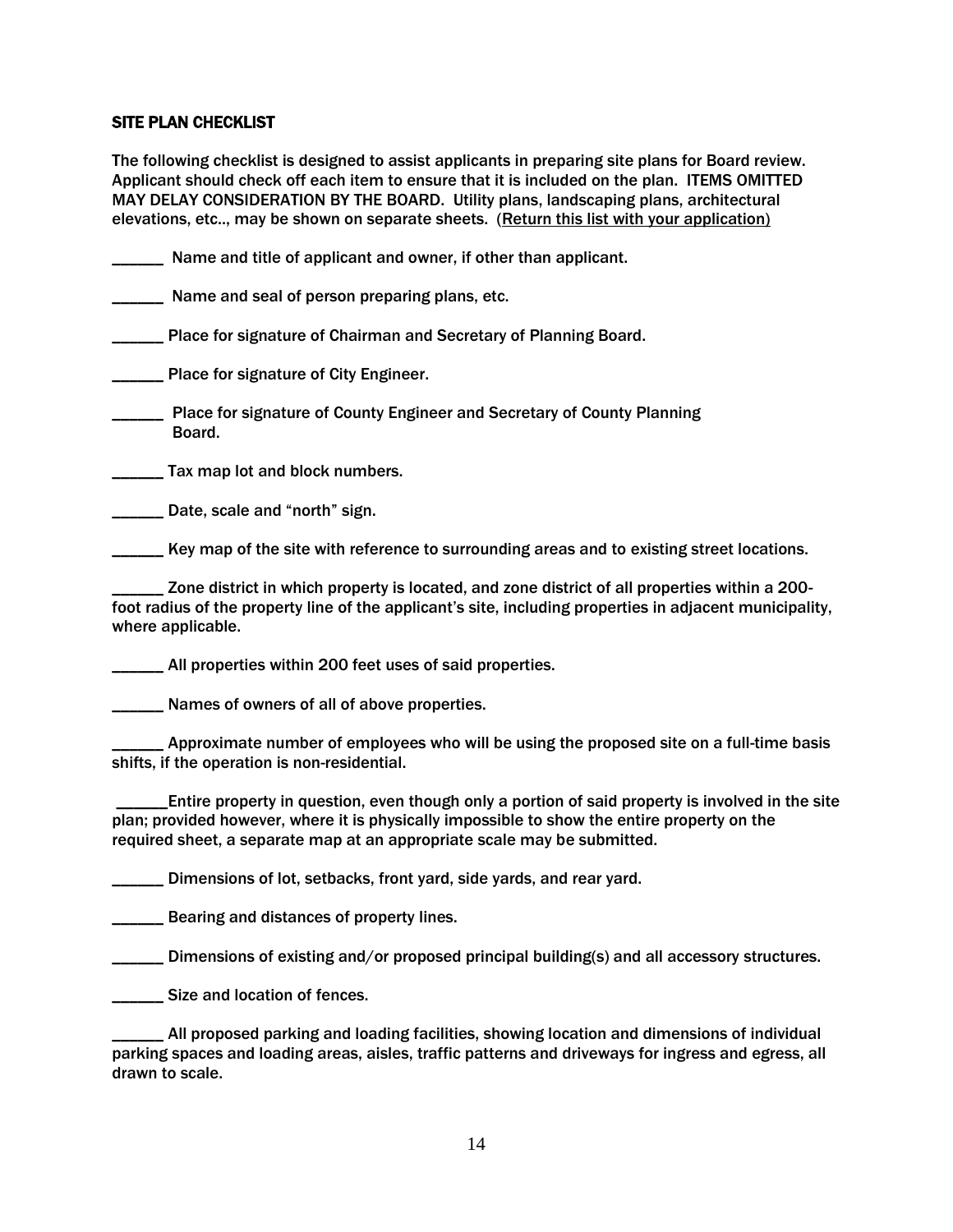## SITE PLAN CHECKLIST

The following checklist is designed to assist applicants in preparing site plans for Board review. Applicant should check off each item to ensure that it is included on the plan. ITEMS OMITTED MAY DELAY CONSIDERATION BY THE BOARD. Utility plans, landscaping plans, architectural elevations, etc.., may be shown on separate sheets. (Return this list with your application)

______ Name and title of applicant and owner, if other than applicant.

______ Name and seal of person preparing plans, etc.

______ Place for signature of Chairman and Secretary of Planning Board.

______ Place for signature of City Engineer.

______ Place for signature of County Engineer and Secretary of County Planning Board.

______ Tax map lot and block numbers.

______ Date, scale and "north" sign.

______ Key map of the site with reference to surrounding areas and to existing street locations.

______ Zone district in which property is located, and zone district of all properties within a 200-foot radius of the property line of the applicant's site, including properties in adjacent municipality, where applicable.

______ All properties within 200 feet uses of said properties.

______ Names of owners of all of above properties.

______ Approximate number of employees who will be using the proposed site on a full-time basis shifts, if the operation is non-residential.

______Entire property in question, even though only a portion of said property is involved in the site plan; provided however, where it is physically impossible to show the entire property on the required sheet, a separate map at an appropriate scale may be submitted.

______ Dimensions of lot, setbacks, front yard, side yards, and rear yard.

______ Bearing and distances of property lines.

______ Dimensions of existing and/or proposed principal building(s) and all accessory structures.

______ Size and location of fences.

______ All proposed parking and loading facilities, showing location and dimensions of individual parking spaces and loading areas, aisles, traffic patterns and driveways for ingress and egress, all drawn to scale.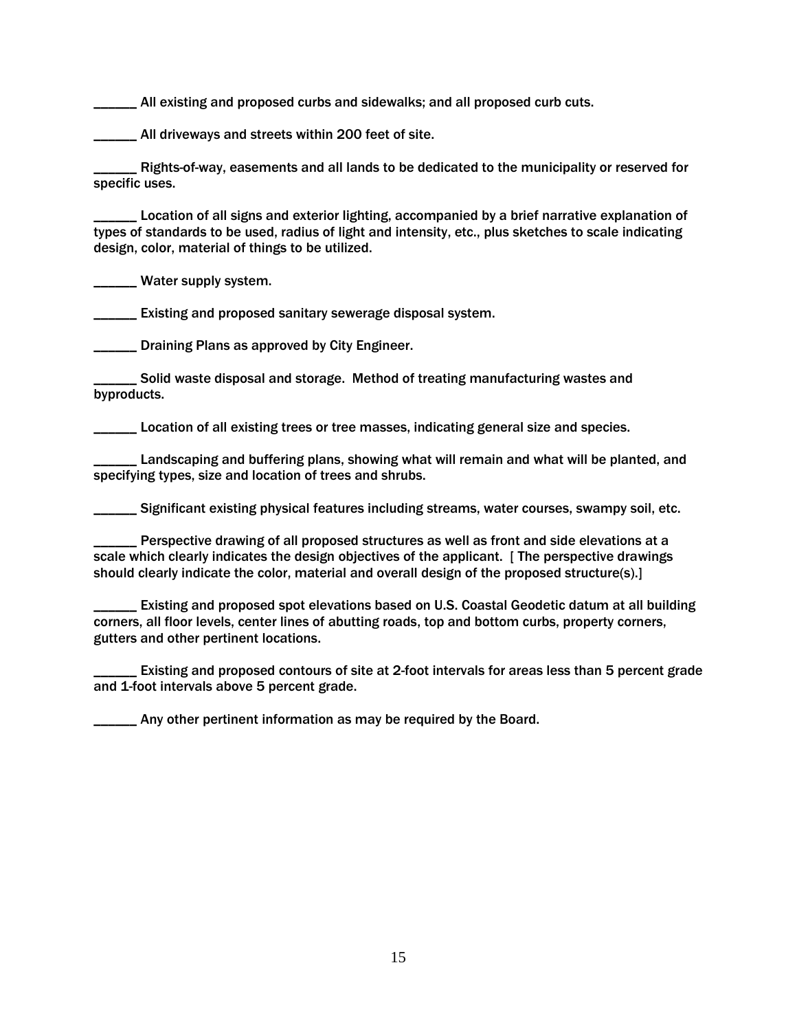______ All existing and proposed curbs and sidewalks; and all proposed curb cuts.

______ All driveways and streets within 200 feet of site.

______ Rights-of-way, easements and all lands to be dedicated to the municipality or reserved for specific uses.

______ Location of all signs and exterior lighting, accompanied by a brief narrative explanation of types of standards to be used, radius of light and intensity, etc., plus sketches to scale indicating design, color, material of things to be utilized.

______ Water supply system.

______ Existing and proposed sanitary sewerage disposal system.

______ Draining Plans as approved by City Engineer.

______ Solid waste disposal and storage. Method of treating manufacturing wastes and byproducts.

______ Location of all existing trees or tree masses, indicating general size and species.

______ Landscaping and buffering plans, showing what will remain and what will be planted, and specifying types, size and location of trees and shrubs.

______ Significant existing physical features including streams, water courses, swampy soil, etc.

______ Perspective drawing of all proposed structures as well as front and side elevations at a scale which clearly indicates the design objectives of the applicant. [ The perspective drawings should clearly indicate the color, material and overall design of the proposed structure(s).]

______ Existing and proposed spot elevations based on U.S. Coastal Geodetic datum at all building corners, all floor levels, center lines of abutting roads, top and bottom curbs, property corners, gutters and other pertinent locations.

______ Existing and proposed contours of site at 2-foot intervals for areas less than 5 percent grade and 1-foot intervals above 5 percent grade.

______ Any other pertinent information as may be required by the Board.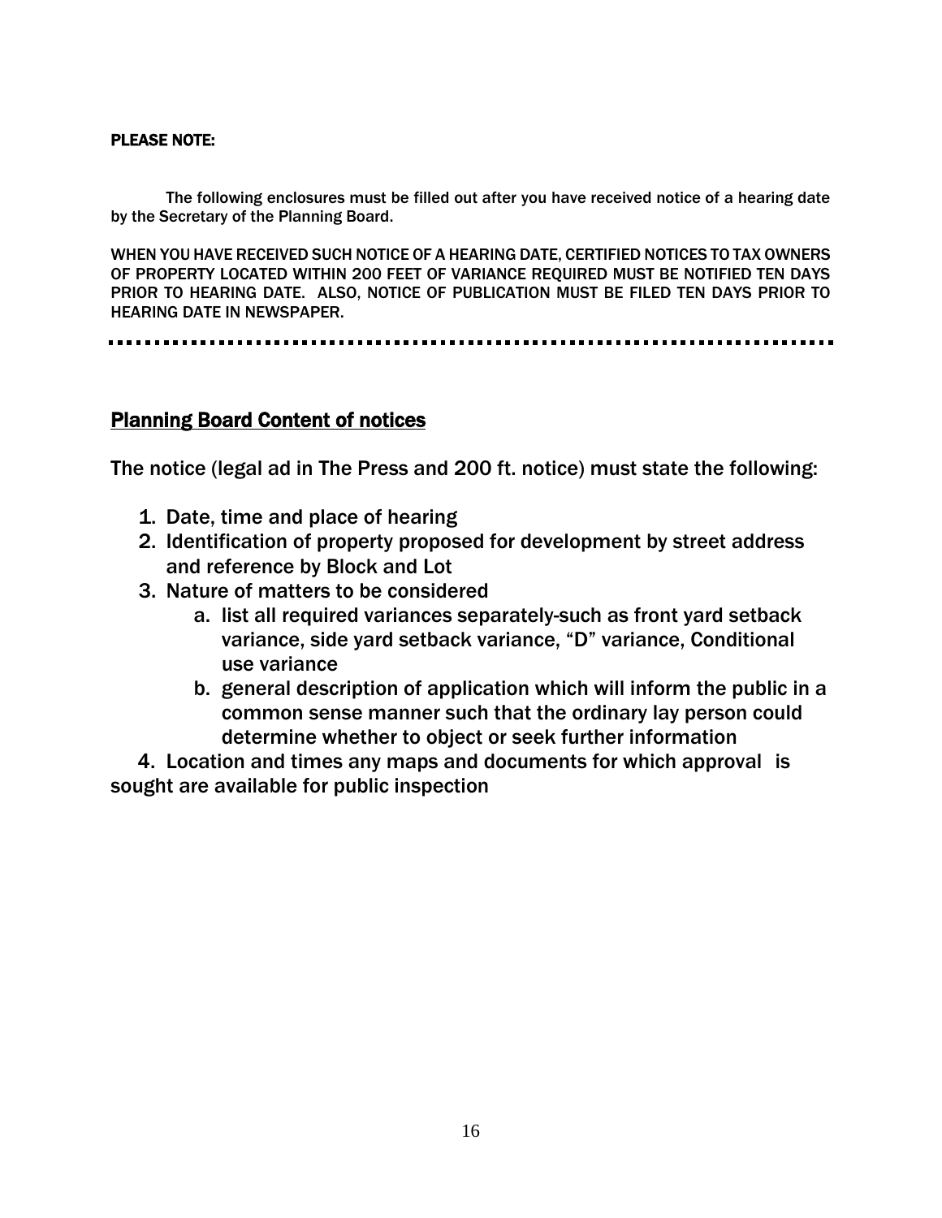**PLEASE NOTE:**

The following enclosures must be filled out after you have received notice of a hearing date by the Secretary of the Planning Board.

WHEN YOU HAVE RECEIVED SUCH NOTICE OF A HEARING DATE, CERTIFIED NOTICES TO TAX OWNERS OF PROPERTY LOCATED WITHIN 200 FEET OF VARIANCE REQUIRED MUST BE NOTIFIED TEN DAYS PRIOR TO HEARING DATE. ALSO, NOTICE OF PUBLICATION MUST BE FILED TEN DAYS PRIOR TO HEARING DATE IN NEWSPAPER.

---

## Planning Board Content of notices

The notice (legal ad in The Press and 200 ft. notice) must state the following:

1. Date, time and place of hearing
2. Identification of property proposed for development by street address and reference by Block and Lot
3. Nature of matters to be considered
   a. list all required variances separately-such as front yard setback variance, side yard setback variance, "D" variance, Conditional use variance
   b. general description of application which will inform the public in a common sense manner such that the ordinary lay person could determine whether to object or seek further information
4. Location and times any maps and documents for which approval is sought are available for public inspection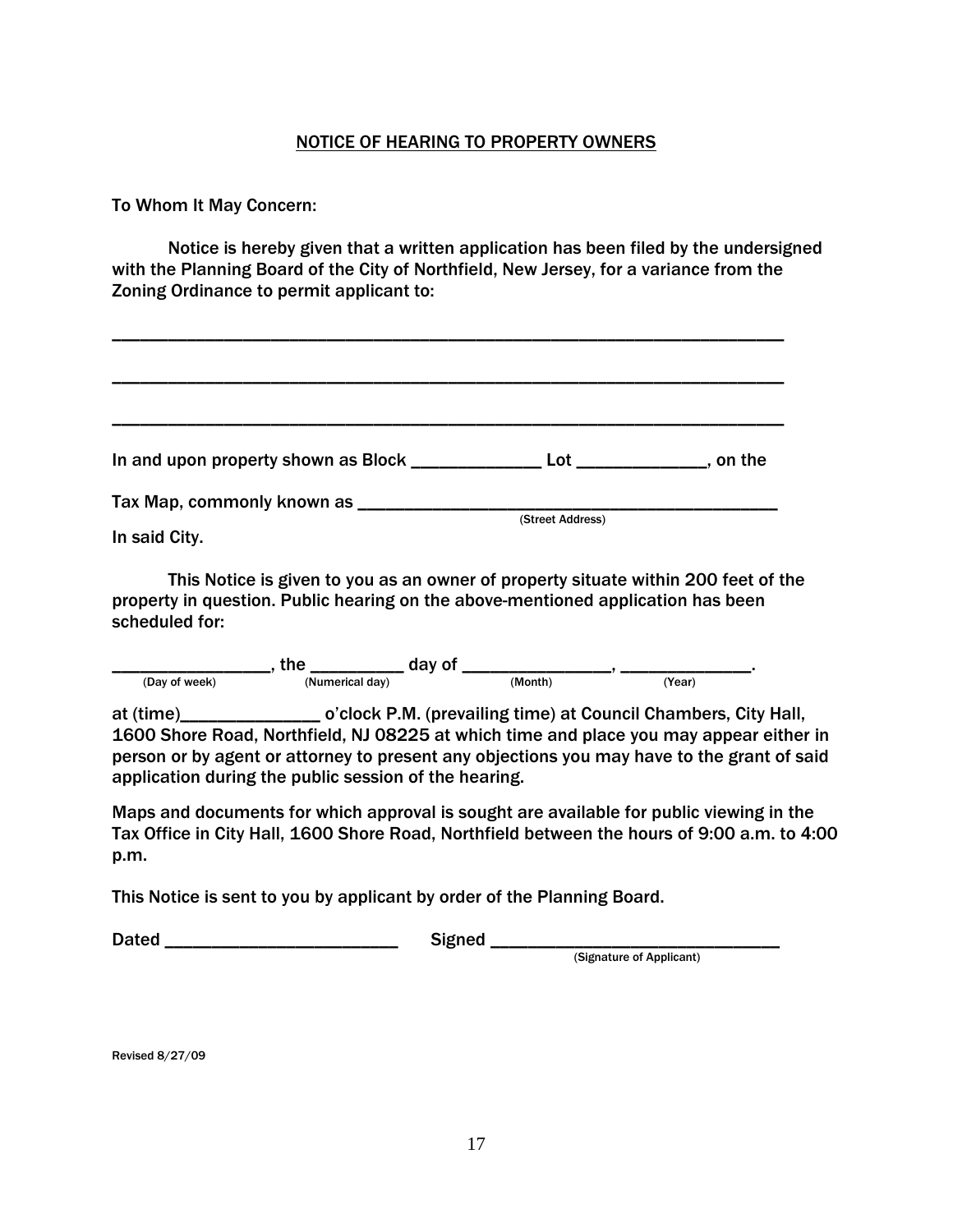## NOTICE OF HEARING TO PROPERTY OWNERS

To Whom It May Concern:

Notice is hereby given that a written application has been filed by the undersigned with the Planning Board of the City of Northfield, New Jersey, for a variance from the Zoning Ordinance to permit applicant to:

_______________________________________________________________________

_______________________________________________________________________

_______________________________________________________________________

In and upon property shown as Block _____________ Lot _____________, on the

Tax Map, commonly known as _____________________________________________
(Street Address)

In said City.

This Notice is given to you as an owner of property situate within 200 feet of the property in question. Public hearing on the above-mentioned application has been scheduled for:

________________, the __________ day of _______________, _____________.
(Day of week) (Numerical day) (Month) (Year)

at (time)______________ o'clock P.M. (prevailing time) at Council Chambers, City Hall, 1600 Shore Road, Northfield, NJ 08225 at which time and place you may appear either in person or by agent or attorney to present any objections you may have to the grant of said application during the public session of the hearing.

Maps and documents for which approval is sought are available for public viewing in the Tax Office in City Hall, 1600 Shore Road, Northfield between the hours of 9:00 a.m. to 4:00 p.m.

This Notice is sent to you by applicant by order of the Planning Board.

Dated ________________________ Signed _____________________________
(Signature of Applicant)

Revised 8/27/09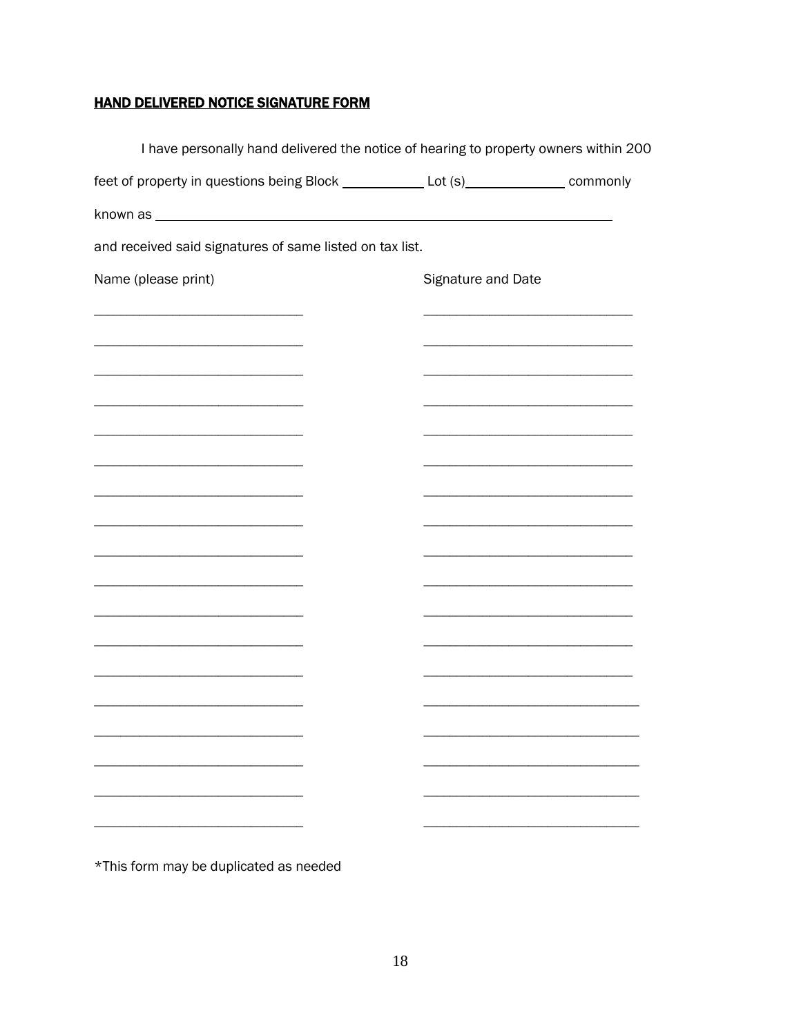## <u>HAND DELIVERED NOTICE SIGNATURE FORM</u>

I have personally hand delivered the notice of hearing to property owners within 200 feet of property in questions being Block ___________ Lot (s)_____________ commonly known as _______________________________________________________________

and received said signatures of same listed on tax list.

| Name (please print) | Signature and Date |
|---|---|
| ____________________________ | ____________________________ |
| ____________________________ | ____________________________ |
| ____________________________ | ____________________________ |
| ____________________________ | ____________________________ |
| ____________________________ | ____________________________ |
| ____________________________ | ____________________________ |
| ____________________________ | ____________________________ |
| ____________________________ | ____________________________ |
| ____________________________ | ____________________________ |
| ____________________________ | ____________________________ |
| ____________________________ | ____________________________ |
| ____________________________ | ____________________________ |
| ____________________________ | ____________________________ |
| ____________________________ | ____________________________ |
| ____________________________ | ____________________________ |
| ____________________________ | ____________________________ |
| ____________________________ | ____________________________ |
| ____________________________ | ____________________________ |

*This form may be duplicated as needed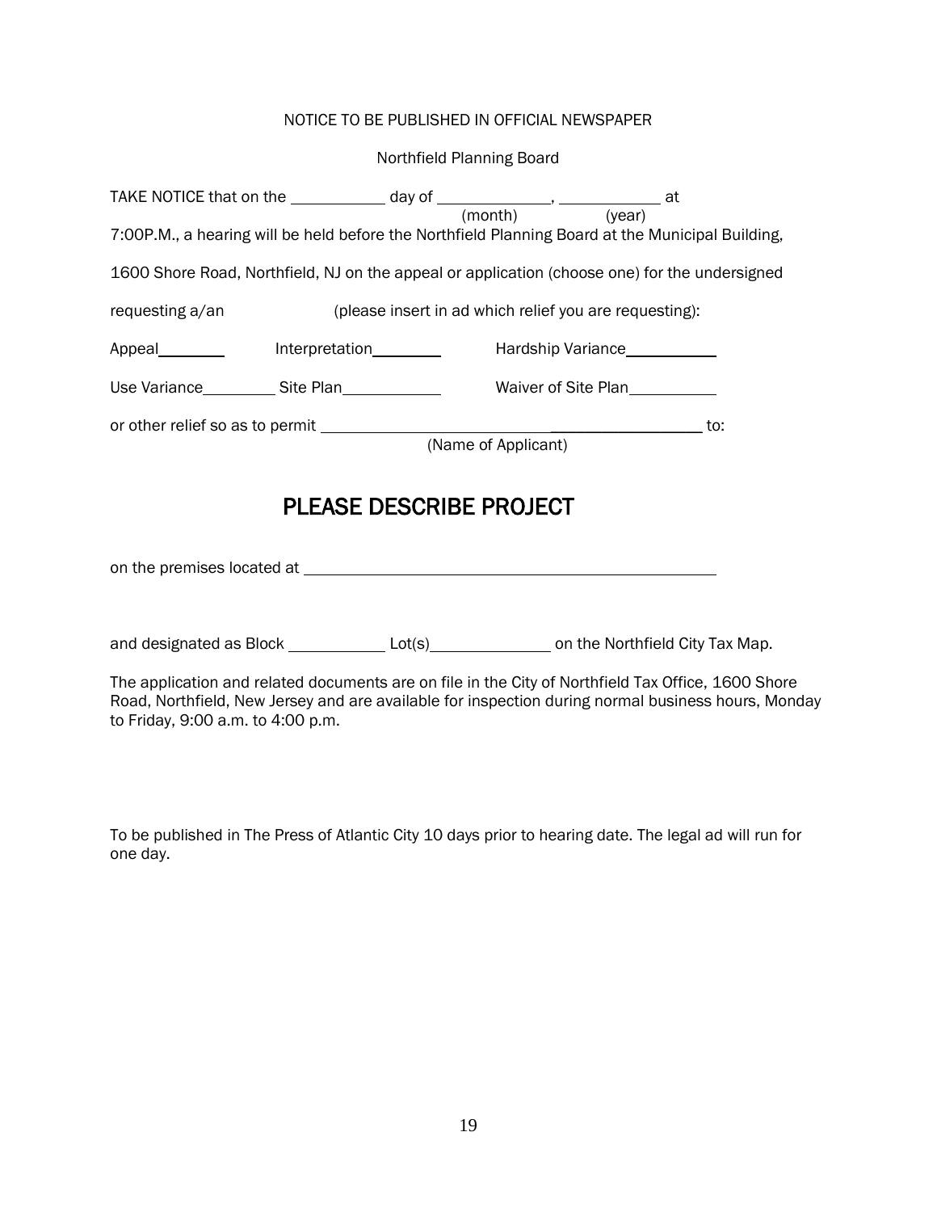NOTICE TO BE PUBLISHED IN OFFICIAL NEWSPAPER

Northfield Planning Board

TAKE NOTICE that on the ___________ day of _____________, ___________ at
(month) (year)

7:00P.M., a hearing will be held before the Northfield Planning Board at the Municipal Building,

1600 Shore Road, Northfield, NJ on the appeal or application (choose one) for the undersigned

requesting a/an (please insert in ad which relief you are requesting):

Appeal________ Interpretation________ Hardship Variance___________

Use Variance_________ Site Plan___________ Waiver of Site Plan__________

or other relief so as to permit ___________________________________________ to:
(Name of Applicant)

## PLEASE DESCRIBE PROJECT

on the premises located at ________________________________________________

and designated as Block ___________ Lot(s)______________ on the Northfield City Tax Map.

The application and related documents are on file in the City of Northfield Tax Office, 1600 Shore Road, Northfield, New Jersey and are available for inspection during normal business hours, Monday to Friday, 9:00 a.m. to 4:00 p.m.

To be published in The Press of Atlantic City 10 days prior to hearing date. The legal ad will run for one day.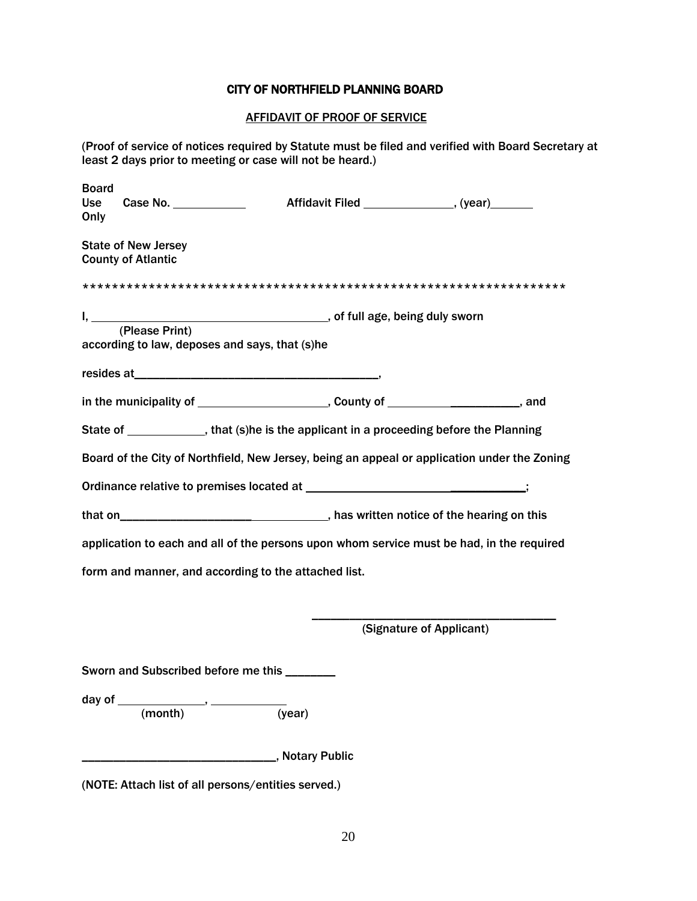## CITY OF NORTHFIELD PLANNING BOARD

### AFFIDAVIT OF PROOF OF SERVICE

(Proof of service of notices required by Statute must be filed and verified with Board Secretary at least 2 days prior to meeting or case will not be heard.)

Board Use Only    Case No. ___________    Affidavit Filed _____________, (year)_______

State of New Jersey
County of Atlantic

*****************************************************************

I, ____________________________________, of full age, being duly sworn
(Please Print)
according to law, deposes and says, that (s)he

resides at______________________________________,

in the municipality of ____________________, County of ______________________, and

State of ___________, that (s)he is the applicant in a proceeding before the Planning Board of the City of Northfield, New Jersey, being an appeal or application under the Zoning Ordinance relative to premises located at ___________________________________;

that on__________________________________, has written notice of the hearing on this application to each and all of the persons upon whom service must be had, in the required form and manner, and according to the attached list.

_______________________________________
(Signature of Applicant)

Sworn and Subscribed before me this ________

day of _____________, ___________
(month)    (year)

______________________________, Notary Public

(NOTE: Attach list of all persons/entities served.)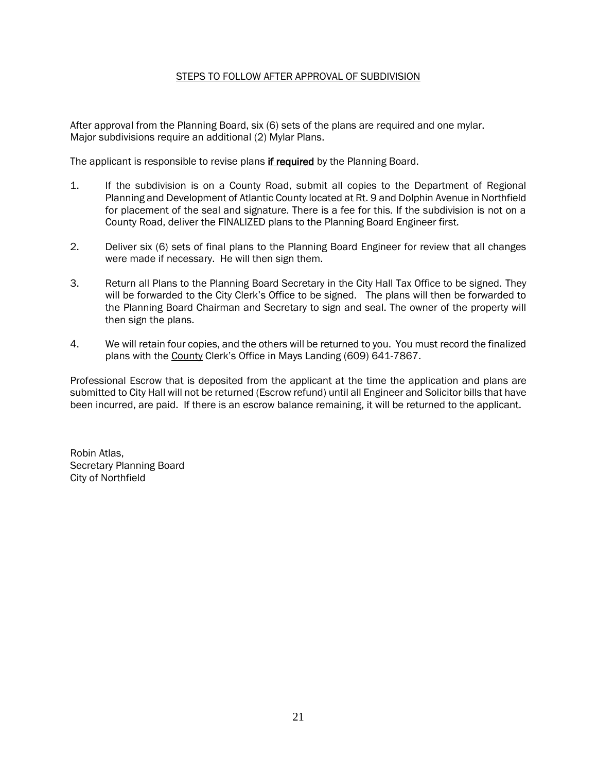## STEPS TO FOLLOW AFTER APPROVAL OF SUBDIVISION

After approval from the Planning Board, six (6) sets of the plans are required and one mylar.
Major subdivisions require an additional (2) Mylar Plans.

The applicant is responsible to revise plans **if required** by the Planning Board.

1. If the subdivision is on a County Road, submit all copies to the Department of Regional Planning and Development of Atlantic County located at Rt. 9 and Dolphin Avenue in Northfield for placement of the seal and signature. There is a fee for this. If the subdivision is not on a County Road, deliver the FINALIZED plans to the Planning Board Engineer first.

2. Deliver six (6) sets of final plans to the Planning Board Engineer for review that all changes were made if necessary. He will then sign them.

3. Return all Plans to the Planning Board Secretary in the City Hall Tax Office to be signed. They will be forwarded to the City Clerk's Office to be signed. The plans will then be forwarded to the Planning Board Chairman and Secretary to sign and seal. The owner of the property will then sign the plans.

4. We will retain four copies, and the others will be returned to you. You must record the finalized plans with the County Clerk's Office in Mays Landing (609) 641-7867.

Professional Escrow that is deposited from the applicant at the time the application and plans are submitted to City Hall will not be returned (Escrow refund) until all Engineer and Solicitor bills that have been incurred, are paid. If there is an escrow balance remaining, it will be returned to the applicant.

Robin Atlas,
Secretary Planning Board
City of Northfield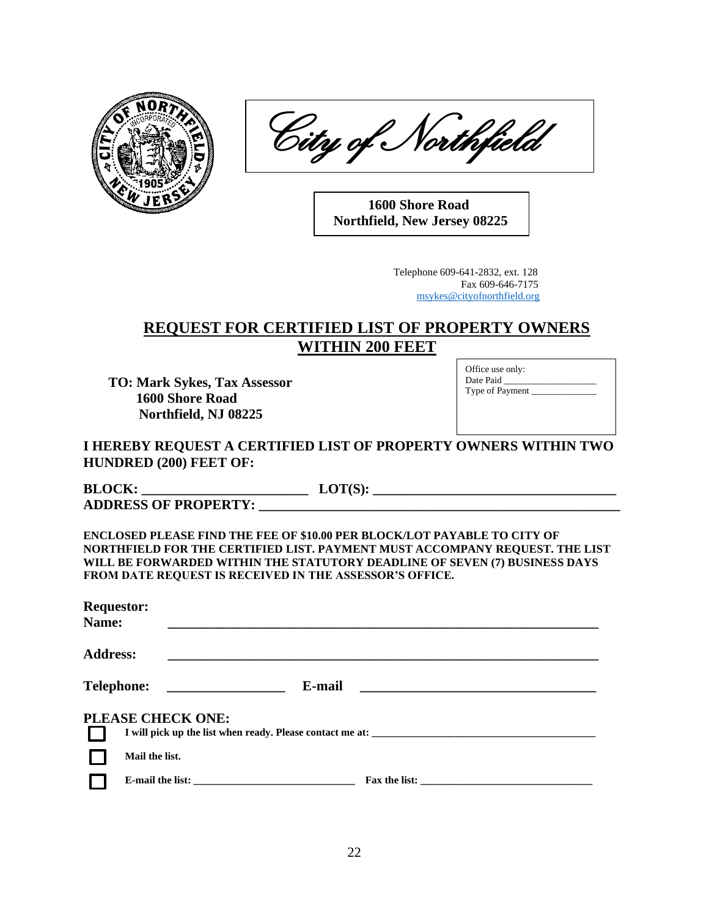City of Northfield

**1600 Shore Road**
**Northfield, New Jersey 08225**

Telephone 609-641-2832, ext. 128
Fax 609-646-7175
msykes@cityofnorthfield.org

## REQUEST FOR CERTIFIED LIST OF PROPERTY OWNERS WITHIN 200 FEET

**TO: Mark Sykes, Tax Assessor**
**1600 Shore Road**
**Northfield, NJ 08225**

Office use only:
Date Paid ___________________
Type of Payment ______________

**I HEREBY REQUEST A CERTIFIED LIST OF PROPERTY OWNERS WITHIN TWO HUNDRED (200) FEET OF:**

**BLOCK: _______________________ LOT(S): __________________________________**
**ADDRESS OF PROPERTY: ________________________________________________**

**ENCLOSED PLEASE FIND THE FEE OF $10.00 PER BLOCK/LOT PAYABLE TO CITY OF NORTHFIELD FOR THE CERTIFIED LIST. PAYMENT MUST ACCOMPANY REQUEST. THE LIST WILL BE FORWARDED WITHIN THE STATUTORY DEADLINE OF SEVEN (7) BUSINESS DAYS FROM DATE REQUEST IS RECEIVED IN THE ASSESSOR'S OFFICE.**

**Requestor:**
**Name:** _______________________________________________________________

**Address:** _______________________________________________________________

**Telephone:** ________________ **E-mail** _________________________________

**PLEASE CHECK ONE:**

- ☐ **I will pick up the list when ready. Please contact me at:** ______________________________________
- ☐ **Mail the list.**
- ☐ **E-mail the list:** ____________________________ **Fax the list:** ______________________________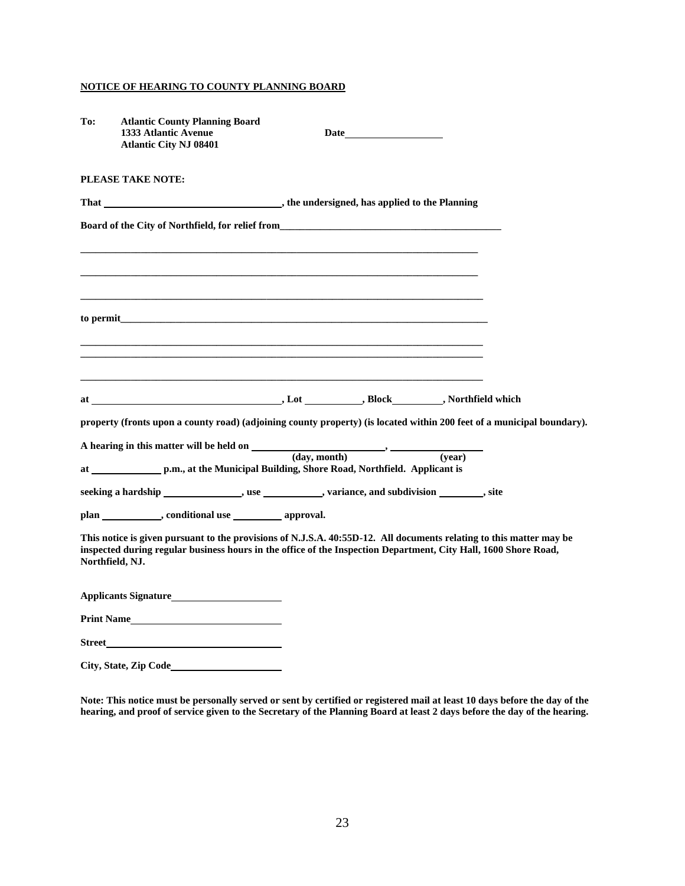**NOTICE OF HEARING TO COUNTY PLANNING BOARD**

**To: Atlantic County Planning Board**
**1333 Atlantic Avenue**
**Atlantic City NJ 08401**

**Date\_\_\_\_\_\_\_\_\_\_\_\_\_\_\_\_\_\_\_\_**

**PLEASE TAKE NOTE:**

**That \_\_\_\_\_\_\_\_\_\_\_\_\_\_\_\_\_\_\_\_\_\_\_\_\_\_\_\_\_\_\_\_\_\_\_, the undersigned, has applied to the Planning**

**Board of the City of Northfield, for relief from\_\_\_\_\_\_\_\_\_\_\_\_\_\_\_\_\_\_\_\_\_\_\_\_\_\_\_\_\_\_\_\_\_\_\_\_\_\_\_\_\_\_\_\_\_**

\_\_\_\_\_\_\_\_\_\_\_\_\_\_\_\_\_\_\_\_\_\_\_\_\_\_\_\_\_\_\_\_\_\_\_\_\_\_\_\_\_\_\_\_\_\_\_\_\_\_\_\_\_\_\_\_\_\_\_\_\_\_\_\_\_\_\_\_\_\_\_\_\_\_\_\_\_\_\_\_

\_\_\_\_\_\_\_\_\_\_\_\_\_\_\_\_\_\_\_\_\_\_\_\_\_\_\_\_\_\_\_\_\_\_\_\_\_\_\_\_\_\_\_\_\_\_\_\_\_\_\_\_\_\_\_\_\_\_\_\_\_\_\_\_\_\_\_\_\_\_\_\_\_\_\_\_\_\_\_\_

\_\_\_\_\_\_\_\_\_\_\_\_\_\_\_\_\_\_\_\_\_\_\_\_\_\_\_\_\_\_\_\_\_\_\_\_\_\_\_\_\_\_\_\_\_\_\_\_\_\_\_\_\_\_\_\_\_\_\_\_\_\_\_\_\_\_\_\_\_\_\_\_\_\_\_\_\_\_\_\_

**to permit\_\_\_\_\_\_\_\_\_\_\_\_\_\_\_\_\_\_\_\_\_\_\_\_\_\_\_\_\_\_\_\_\_\_\_\_\_\_\_\_\_\_\_\_\_\_\_\_\_\_\_\_\_\_\_\_\_\_\_\_\_\_\_\_\_\_\_\_\_\_\_\_\_**

\_\_\_\_\_\_\_\_\_\_\_\_\_\_\_\_\_\_\_\_\_\_\_\_\_\_\_\_\_\_\_\_\_\_\_\_\_\_\_\_\_\_\_\_\_\_\_\_\_\_\_\_\_\_\_\_\_\_\_\_\_\_\_\_\_\_\_\_\_\_\_\_\_\_\_\_\_\_\_\_

\_\_\_\_\_\_\_\_\_\_\_\_\_\_\_\_\_\_\_\_\_\_\_\_\_\_\_\_\_\_\_\_\_\_\_\_\_\_\_\_\_\_\_\_\_\_\_\_\_\_\_\_\_\_\_\_\_\_\_\_\_\_\_\_\_\_\_\_\_\_\_\_\_\_\_\_\_\_\_\_

\_\_\_\_\_\_\_\_\_\_\_\_\_\_\_\_\_\_\_\_\_\_\_\_\_\_\_\_\_\_\_\_\_\_\_\_\_\_\_\_\_\_\_\_\_\_\_\_\_\_\_\_\_\_\_\_\_\_\_\_\_\_\_\_\_\_\_\_\_\_\_\_\_\_\_\_\_\_\_\_

**at \_\_\_\_\_\_\_\_\_\_\_\_\_\_\_\_\_\_\_\_\_\_\_\_\_\_\_\_\_\_\_\_\_\_\_\_\_\_, Lot \_\_\_\_\_\_\_\_\_\_\_\_, Block\_\_\_\_\_\_\_\_\_\_, Northfield which**

**property (fronts upon a county road) (adjoining county property) (is located within 200 feet of a municipal boundary).**

**A hearing in this matter will be held on \_\_\_\_\_\_\_\_\_\_\_\_\_\_\_\_\_\_\_\_\_\_\_\_\_\_\_, \_\_\_\_\_\_\_\_\_\_\_\_\_\_\_\_\_\_\_\_**
**(day, month) (year)**

**at \_\_\_\_\_\_\_\_\_\_\_\_\_\_ p.m., at the Municipal Building, Shore Road, Northfield. Applicant is**

**seeking a hardship \_\_\_\_\_\_\_\_\_\_\_\_\_\_\_\_, use \_\_\_\_\_\_\_\_\_\_\_\_, variance, and subdivision \_\_\_\_\_\_\_\_\_, site**

**plan \_\_\_\_\_\_\_\_\_\_\_\_, conditional use \_\_\_\_\_\_\_\_\_\_ approval.**

**This notice is given pursuant to the provisions of N.J.S.A. 40:55D-12. All documents relating to this matter may be inspected during regular business hours in the office of the Inspection Department, City Hall, 1600 Shore Road, Northfield, NJ.**

**Applicants Signature\_\_\_\_\_\_\_\_\_\_\_\_\_\_\_\_\_\_\_\_\_\_**

**Print Name\_\_\_\_\_\_\_\_\_\_\_\_\_\_\_\_\_\_\_\_\_\_\_\_\_\_\_\_\_\_\_**

**Street\_\_\_\_\_\_\_\_\_\_\_\_\_\_\_\_\_\_\_\_\_\_\_\_\_\_\_\_\_\_\_\_\_\_\_\_\_**

**City, State, Zip Code\_\_\_\_\_\_\_\_\_\_\_\_\_\_\_\_\_\_\_\_\_\_\_**

**Note: This notice must be personally served or sent by certified or registered mail at least 10 days before the day of the hearing, and proof of service given to the Secretary of the Planning Board at least 2 days before the day of the hearing.**